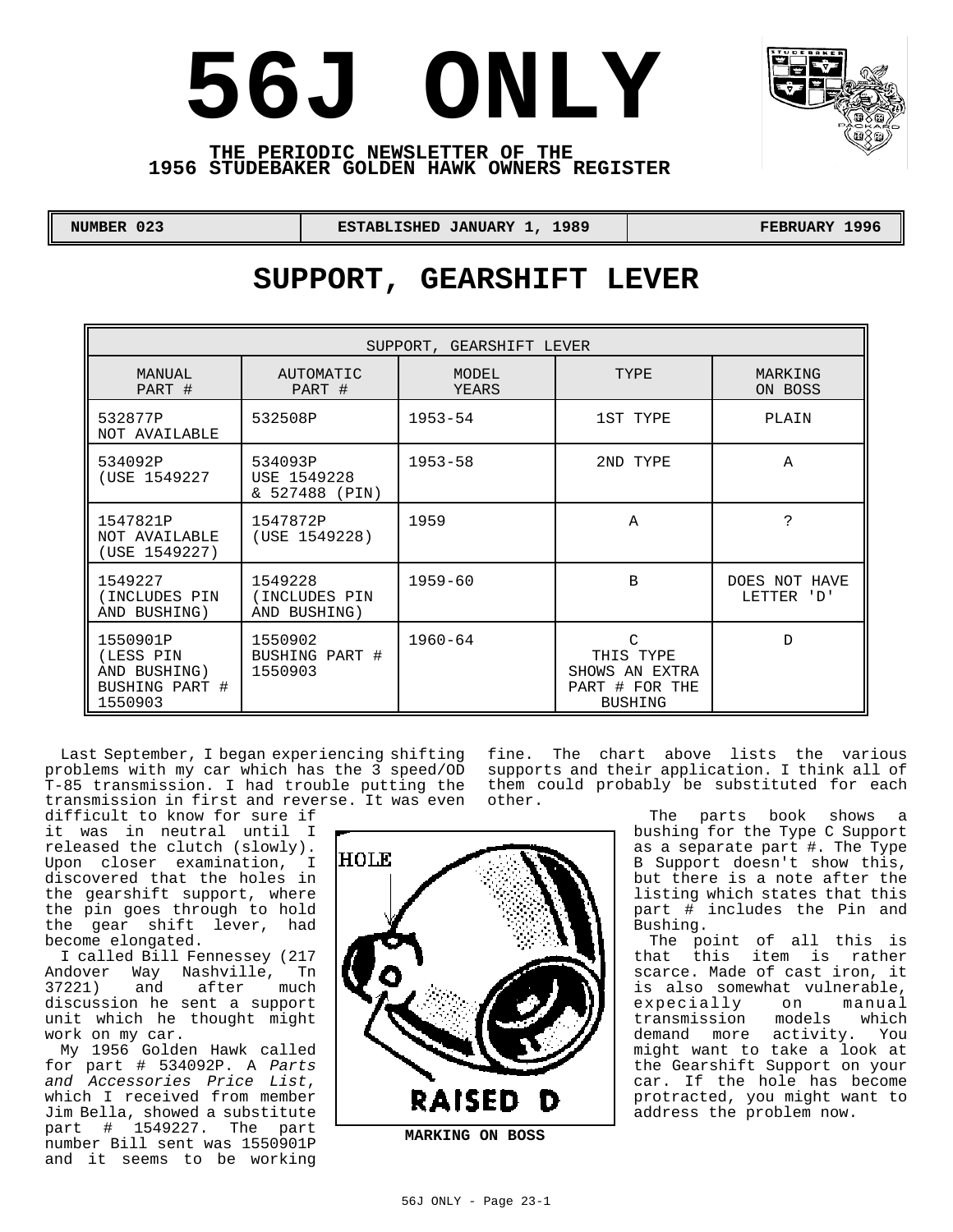# 56J ONLY

**THE PERIODIC NEWSLETTER OF THE 1956 STUDEBAKER GOLDEN HAWK OWNERS REGISTER**

| NUMBER 023 | ESTABLISHED JANUARY 1, 1989 | FEBRUARY 1996 |
|---|---|---|

## SUPPORT, GEARSHIFT LEVER

| SUPPORT, GEARSHIFT LEVER | | | | |
|---|---|---|---|---|
| MANUAL PART # | AUTOMATIC PART # | MODEL YEARS | TYPE | MARKING ON BOSS |
| 532877P NOT AVAILABLE | 532508P | 1953-54 | 1ST TYPE | PLAIN |
| 534092P (USE 1549227 | 534093P USE 1549228 & 527488 (PIN) | 1953-58 | 2ND TYPE | A |
| 1547821P NOT AVAILABLE (USE 1549227) | 1547872P (USE 1549228) | 1959 | A | ? |
| 1549227 (INCLUDES PIN AND BUSHING) | 1549228 (INCLUDES PIN AND BUSHING) | 1959-60 | B | DOES NOT HAVE LETTER 'D' |
| 1550901P (LESS PIN AND BUSHING) BUSHING PART # 1550903 | 1550902 BUSHING PART # 1550903 | 1960-64 | C THIS TYPE SHOWS AN EXTRA PART # FOR THE BUSHING | D |

Last September, I began experiencing shifting problems with my car which has the 3 speed/OD T-85 transmission. I had trouble putting the transmission in first and reverse. It was even difficult to know for sure if it was in neutral until I released the clutch (slowly). Upon closer examination, I discovered that the holes in the gearshift support, where the pin goes through to hold the gear shift lever, had become elongated.

I called Bill Fennessey (217 Andover Way Nashville, Tn 37221) and after much discussion he sent a support unit which he thought might work on my car.

My 1956 Golden Hawk called for part # 534092P. A *Parts and Accessories Price List*, which I received from member Jim Bella, showed a substitute part # 1549227. The part number Bill sent was 1550901P and it seems to be working fine. The chart above lists the various supports and their application. I think all of them could probably be substituted for each other.

HOLE

RAISED D

**MARKING ON BOSS**

The parts book shows a bushing for the Type C Support as a separate part #. The Type B Support doesn't show this, but there is a note after the listing which states that this part # includes the Pin and Bushing.

The point of all this is that this item is rather scarce. Made of cast iron, it is also somewhat vulnerable, expecially on manual transmission models which demand more activity. You might want to take a look at the Gearshift Support on your car. If the hole has become protracted, you might want to address the problem now.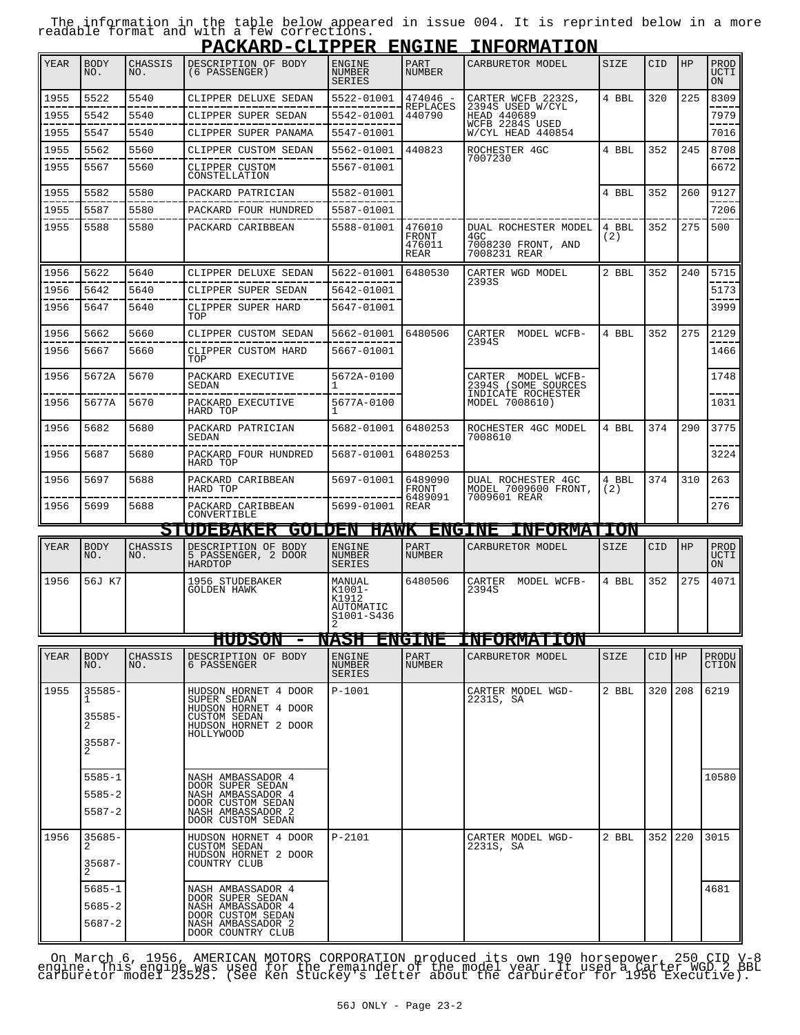The information in the table below appeared in issue 004. It is reprinted below in a more readable format and with a few corrections.

## PACKARD-CLIPPER ENGINE INFORMATION

| YEAR | BODY NO. | CHASSIS NO. | DESCRIPTION OF BODY (6 PASSENGER) | ENGINE NUMBER SERIES | PART NUMBER | CARBURETOR MODEL | SIZE | CID | HP | PRODUCTION |
|---|---|---|---|---|---|---|---|---|---|---|
| 1955 | 5522 | 5540 | CLIPPER DELUXE SEDAN | 5522-01001 | 474046 - REPLACES 440790 | CARTER WCFB 2232S, 2394S USED W/CYL HEAD 440689 WCFB 2284S USED W/CYL HEAD 440854 | 4 BBL | 320 | 225 | 8309 |
| 1955 | 5542 | 5540 | CLIPPER SUPER SEDAN | 5542-01001 | | | | | | 7979 |
| 1955 | 5547 | 5540 | CLIPPER SUPER PANAMA | 5547-01001 | | | | | | 7016 |
| 1955 | 5562 | 5560 | CLIPPER CUSTOM SEDAN | 5562-01001 | 440823 | ROCHESTER 4GC 7007230 | 4 BBL | 352 | 245 | 8708 |
| 1955 | 5567 | 5560 | CLIPPER CUSTOM CONSTELLATION | 5567-01001 | | | | | | 6672 |
| 1955 | 5582 | 5580 | PACKARD PATRICIAN | 5582-01001 | | | 4 BBL | 352 | 260 | 9127 |
| 1955 | 5587 | 5580 | PACKARD FOUR HUNDRED | 5587-01001 | | | | | | 7206 |
| 1955 | 5588 | 5580 | PACKARD CARIBBEAN | 5588-01001 | 476010 FRONT 476011 REAR | DUAL ROCHESTER MODEL 4GC 7008230 FRONT, AND 7008231 REAR | 4 BBL (2) | 352 | 275 | 500 |
| 1956 | 5622 | 5640 | CLIPPER DELUXE SEDAN | 5622-01001 | 6480530 | CARTER WGD MODEL 2393S | 2 BBL | 352 | 240 | 5715 |
| 1956 | 5642 | 5640 | CLIPPER SUPER SEDAN | 5642-01001 | | | | | | 5173 |
| 1956 | 5647 | 5640 | CLIPPER SUPER HARD TOP | 5647-01001 | | | | | | 3999 |
| 1956 | 5662 | 5660 | CLIPPER CUSTOM SEDAN | 5662-01001 | 6480506 | CARTER MODEL WCFB-2394S | 4 BBL | 352 | 275 | 2129 |
| 1956 | 5667 | 5660 | CLIPPER CUSTOM HARD TOP | 5667-01001 | | | | | | 1466 |
| 1956 | 5672A | 5670 | PACKARD EXECUTIVE SEDAN | 5672A-01001 | | CARTER MODEL WCFB-2394S (SOME SOURCES INDICATE ROCHESTER MODEL 7008610) | | | | 1748 |
| 1956 | 5677A | 5670 | PACKARD EXECUTIVE HARD TOP | 5677A-01001 | | | | | | 1031 |
| 1956 | 5682 | 5680 | PACKARD PATRICIAN SEDAN | 5682-01001 | 6480253 | ROCHESTER 4GC MODEL 7008610 | 4 BBL | 374 | 290 | 3775 |
| 1956 | 5687 | 5680 | PACKARD FOUR HUNDRED HARD TOP | 5687-01001 | 6480253 | | | | | 3224 |
| 1956 | 5697 | 5688 | PACKARD CARIBBEAN HARD TOP | 5697-01001 | 6489090 FRONT 6489091 REAR | DUAL ROCHESTER 4GC MODEL 7009600 FRONT, 7009601 REAR | 4 BBL (2) | 374 | 310 | 263 |
| 1956 | 5699 | 5688 | PACKARD CARIBBEAN CONVERTIBLE | 5699-01001 | | | | | | 276 |

## STUDEBAKER GOLDEN HAWK ENGINE INFORMATION

| YEAR | BODY NO. | CHASSIS NO. | DESCRIPTION OF BODY 5 PASSENGER, 2 DOOR HARDTOP | ENGINE NUMBER SERIES | PART NUMBER | CARBURETOR MODEL | SIZE | CID | HP | PRODUCTION |
|---|---|---|---|---|---|---|---|---|---|---|
| 1956 | 56J K7 | | 1956 STUDEBAKER GOLDEN HAWK | MANUAL K1001-K1912 AUTOMATIC S1001-S4362 | 6480506 | CARTER MODEL WCFB-2394S | 4 BBL | 352 | 275 | 4071 |

## HUDSON - NASH ENGINE INFORMATION

| YEAR | BODY NO. | CHASSIS NO. | DESCRIPTION OF BODY 6 PASSENGER | ENGINE NUMBER SERIES | PART NUMBER | CARBURETOR MODEL | SIZE | CID | HP | PRODUCTION |
|---|---|---|---|---|---|---|---|---|---|---|
| 1955 | 35585-1<br>35585-2<br>35587-2 | | HUDSON HORNET 4 DOOR SUPER SEDAN<br>HUDSON HORNET 4 DOOR CUSTOM SEDAN<br>HUDSON HORNET 2 DOOR HOLLYWOOD | P-1001 | | CARTER MODEL WGD-2231S, SA | 2 BBL | 320 | 208 | 6219 |
| | 5585-1<br>5585-2<br>5587-2 | | NASH AMBASSADOR 4 DOOR SUPER SEDAN<br>NASH AMBASSADOR 4 DOOR CUSTOM SEDAN<br>NASH AMBASSADOR 2 DOOR CUSTOM SEDAN | | | | | | | 10580 |
| 1956 | 35685-2<br>35687-2 | | HUDSON HORNET 4 DOOR CUSTOM SEDAN<br>HUDSON HORNET 2 DOOR COUNTRY CLUB | P-2101 | | CARTER MODEL WGD-2231S, SA | 2 BBL | 352 | 220 | 3015 |
| | 5685-1<br>5685-2<br>5687-2 | | NASH AMBASSADOR 4 DOOR SUPER SEDAN<br>NASH AMBASSADOR 4 DOOR CUSTOM SEDAN<br>NASH AMBASSADOR 2 DOOR COUNTRY CLUB | | | | | | | 4681 |

On March 6, 1956, AMERICAN MOTORS CORPORATION produced its own 190 horsepower, 250 CID V-8 engine. This engine was used for the remainder of the model year. It used a Carter WGD 2 BBL carburetor model 2352S. (See Ken Stuckey's letter about the carburetor for 1956 Executive).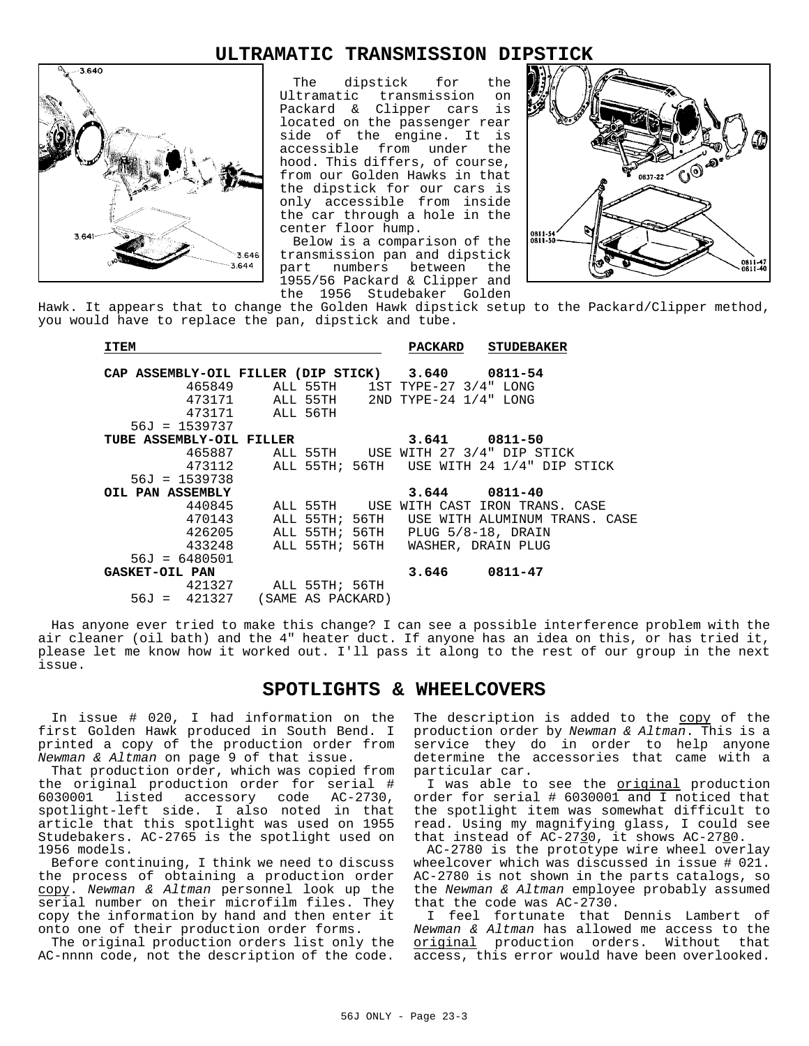# ULTRAMATIC TRANSMISSION DIPSTICK

The dipstick for the Ultramatic transmission on Packard & Clipper cars is located on the passenger rear side of the engine. It is accessible from under the hood. This differs, of course, from our Golden Hawks in that the dipstick for our cars is only accessible from inside the car through a hole in the center floor hump.

Below is a comparison of the transmission pan and dipstick part numbers between the 1955/56 Packard & Clipper and the 1956 Studebaker Golden Hawk. It appears that to change the Golden Hawk dipstick setup to the Packard/Clipper method, you would have to replace the pan, dipstick and tube.

| ITEM | | | PACKARD | STUDEBAKER |
|---|---|---|---|---|
| **CAP ASSEMBLY-OIL FILLER (DIP STICK)** | | | **3.640** | **0811-54** |
| 465849 | ALL 55TH | 1ST TYPE-27 3/4" LONG | | |
| 473171 | ALL 55TH | 2ND TYPE-24 1/4" LONG | | |
| 473171 | ALL 56TH | | | |
| 56J = 1539737 | | | | |
| **TUBE ASSEMBLY-OIL FILLER** | | | **3.641** | **0811-50** |
| 465887 | ALL 55TH | USE WITH 27 3/4" DIP STICK | | |
| 473112 | ALL 55TH; 56TH | USE WITH 24 1/4" DIP STICK | | |
| 56J = 1539738 | | | | |
| **OIL PAN ASSEMBLY** | | | **3.644** | **0811-40** |
| 440845 | ALL 55TH | USE WITH CAST IRON TRANS. CASE | | |
| 470143 | ALL 55TH; 56TH | USE WITH ALUMINUM TRANS. CASE | | |
| 426205 | ALL 55TH; 56TH | PLUG 5/8-18, DRAIN | | |
| 433248 | ALL 55TH; 56TH | WASHER, DRAIN PLUG | | |
| 56J = 6480501 | | | | |
| **GASKET-OIL PAN** | | | **3.646** | **0811-47** |
| 421327 | ALL 55TH; 56TH | | | |
| 56J = 421327 | (SAME AS PACKARD) | | | |

Has anyone ever tried to make this change? I can see a possible interference problem with the air cleaner (oil bath) and the 4" heater duct. If anyone has an idea on this, or has tried it, please let me know how it worked out. I'll pass it along to the rest of our group in the next issue.

# SPOTLIGHTS & WHEELCOVERS

In issue # 020, I had information on the first Golden Hawk produced in South Bend. I printed a copy of the production order from *Newman & Altman* on page 9 of that issue.

That production order, which was copied from the original production order for serial # 6030001 listed accessory code AC-2730, spotlight-left side. I also noted in that article that this spotlight was used on 1955 Studebakers. AC-2765 is the spotlight used on 1956 models.

Before continuing, I think we need to discuss the process of obtaining a production order copy. *Newman & Altman* personnel look up the serial number on their microfilm files. They copy the information by hand and then enter it onto one of their production order forms.

The original production orders list only the AC-nnnn code, not the description of the code. The description is added to the copy of the production order by *Newman & Altman*. This is a service they do in order to help anyone determine the accessories that came with a particular car.

I was able to see the original production order for serial # 6030001 and I noticed that the spotlight item was somewhat difficult to read. Using my magnifying glass, I could see that instead of AC-2730, it shows AC-2780.

AC-2780 is the prototype wire wheel overlay wheelcover which was discussed in issue # 021. AC-2780 is not shown in the parts catalogs, so the *Newman & Altman* employee probably assumed that the code was AC-2730.

I feel fortunate that Dennis Lambert of *Newman & Altman* has allowed me access to the original production orders. Without that access, this error would have been overlooked.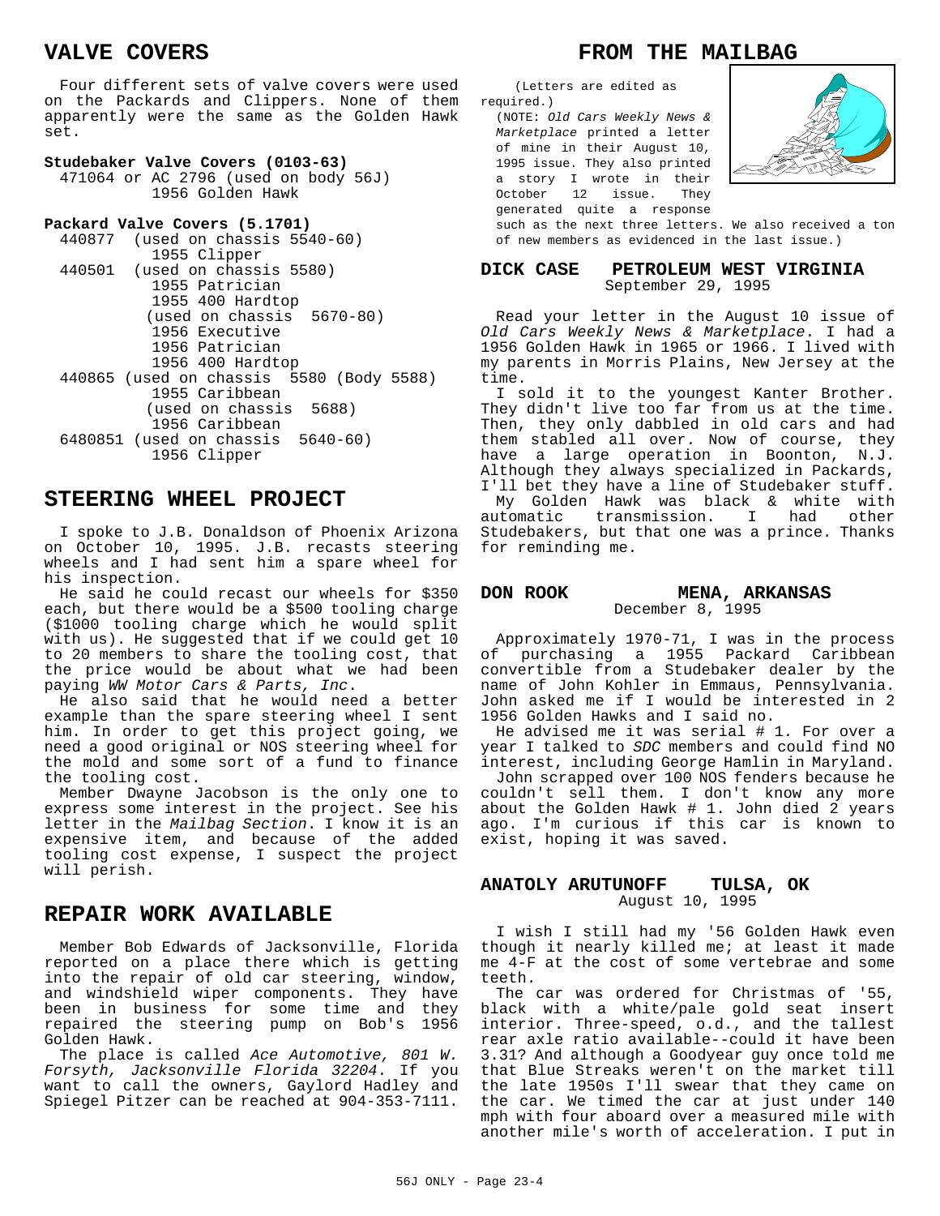## VALVE COVERS

Four different sets of valve covers were used on the Packards and Clippers. None of them apparently were the same as the Golden Hawk set.

**Studebaker Valve Covers (0103-63)**

471064 or AC 2796 (used on body 56J)
1956 Golden Hawk

**Packard Valve Covers (5.1701)**

440877 (used on chassis 5540-60)
1955 Clipper

440501 (used on chassis 5580)
1955 Patrician
1955 400 Hardtop
(used on chassis 5670-80)
1956 Executive
1956 Patrician
1956 400 Hardtop

440865 (used on chassis 5580 (Body 5588)
1955 Caribbean
(used on chassis 5688)
1956 Caribbean

6480851 (used on chassis 5640-60)
1956 Clipper

## STEERING WHEEL PROJECT

I spoke to J.B. Donaldson of Phoenix Arizona on October 10, 1995. J.B. recasts steering wheels and I had sent him a spare wheel for his inspection.

He said he could recast our wheels for $350 each, but there would be a $500 tooling charge ($1000 tooling charge which he would split with us). He suggested that if we could get 10 to 20 members to share the tooling cost, that the price would be about what we had been paying *WW Motor Cars & Parts, Inc.*

He also said that he would need a better example than the spare steering wheel I sent him. In order to get this project going, we need a good original or NOS steering wheel for the mold and some sort of a fund to finance the tooling cost.

Member Dwayne Jacobson is the only one to express some interest in the project. See his letter in the *Mailbag Section*. I know it is an expensive item, and because of the added tooling cost expense, I suspect the project will perish.

## REPAIR WORK AVAILABLE

Member Bob Edwards of Jacksonville, Florida reported on a place there which is getting into the repair of old car steering, window, and windshield wiper components. They have been in business for some time and they repaired the steering pump on Bob's 1956 Golden Hawk.

The place is called *Ace Automotive, 801 W. Forsyth, Jacksonville Florida 32204*. If you want to call the owners, Gaylord Hadley and Spiegel Pitzer can be reached at 904-353-7111.

## FROM THE MAILBAG

(Letters are edited as required.)

(NOTE: *Old Cars Weekly News & Marketplace* printed a letter of mine in their August 10, 1995 issue. They also printed a story I wrote in their October 12 issue. They generated quite a response such as the next three letters. We also received a ton of new members as evidenced in the last issue.)

### DICK CASE — PETROLEUM WEST VIRGINIA
September 29, 1995

Read your letter in the August 10 issue of *Old Cars Weekly News & Marketplace*. I had a 1956 Golden Hawk in 1965 or 1966. I lived with my parents in Morris Plains, New Jersey at the time.

I sold it to the youngest Kanter Brother. They didn't live too far from us at the time. Then, they only dabbled in old cars and had them stabled all over. Now of course, they have a large operation in Boonton, N.J. Although they always specialized in Packards, I'll bet they have a line of Studebaker stuff.

My Golden Hawk was black & white with automatic transmission. I had other Studebakers, but that one was a prince. Thanks for reminding me.

### DON ROOK — MENA, ARKANSAS
December 8, 1995

Approximately 1970-71, I was in the process of purchasing a 1955 Packard Caribbean convertible from a Studebaker dealer by the name of John Kohler in Emmaus, Pennsylvania. John asked me if I would be interested in 2 1956 Golden Hawks and I said no.

He advised me it was serial # 1. For over a year I talked to *SDC* members and could find NO interest, including George Hamlin in Maryland.

John scrapped over 100 NOS fenders because he couldn't sell them. I don't know any more about the Golden Hawk # 1. John died 2 years ago. I'm curious if this car is known to exist, hoping it was saved.

### ANATOLY ARUTUNOFF — TULSA, OK
August 10, 1995

I wish I still had my '56 Golden Hawk even though it nearly killed me; at least it made me 4-F at the cost of some vertebrae and some teeth.

The car was ordered for Christmas of '55, black with a white/pale gold seat insert interior. Three-speed, o.d., and the tallest rear axle ratio available--could it have been 3.31? And although a Goodyear guy once told me that Blue Streaks weren't on the market till the late 1950s I'll swear that they came on the car. We timed the car at just under 140 mph with four aboard over a measured mile with another mile's worth of acceleration. I put in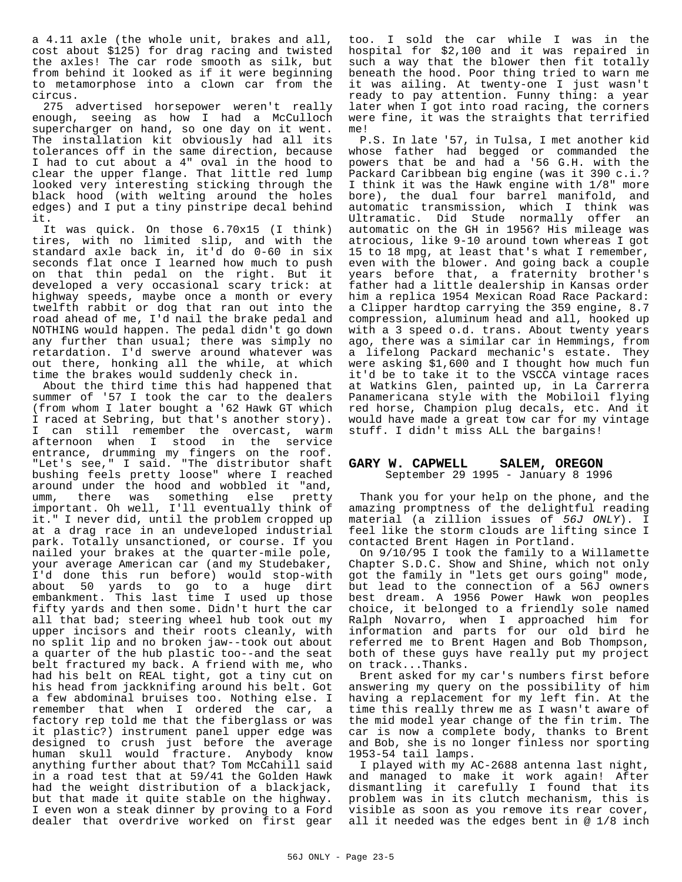a 4.11 axle (the whole unit, brakes and all, cost about $125) for drag racing and twisted the axles! The car rode smooth as silk, but from behind it looked as if it were beginning to metamorphose into a clown car from the circus.

275 advertised horsepower weren't really enough, seeing as how I had a McCulloch supercharger on hand, so one day on it went. The installation kit obviously had all its tolerances off in the same direction, because I had to cut about a 4" oval in the hood to clear the upper flange. That little red lump looked very interesting sticking through the black hood (with welting around the holes edges) and I put a tiny pinstripe decal behind it.

It was quick. On those 6.70x15 (I think) tires, with no limited slip, and with the standard axle back in, it'd do 0-60 in six seconds flat once I learned how much to push on that thin pedal on the right. But it developed a very occasional scary trick: at highway speeds, maybe once a month or every twelfth rabbit or dog that ran out into the road ahead of me, I'd nail the brake pedal and NOTHING would happen. The pedal didn't go down any further than usual; there was simply no retardation. I'd swerve around whatever was out there, honking all the while, at which time the brakes would suddenly check in.

About the third time this had happened that summer of '57 I took the car to the dealers (from whom I later bought a '62 Hawk GT which I raced at Sebring, but that's another story). I can still remember the overcast, warm afternoon when I stood in the service entrance, drumming my fingers on the roof. "Let's see," I said. "The distributor shaft bushing feels pretty loose" where I reached around under the hood and wobbled it "and, umm, there was something else pretty important. Oh well, I'll eventually think of it." I never did, until the problem cropped up at a drag race in an undeveloped industrial park. Totally unsanctioned, or course. If you nailed your brakes at the quarter-mile pole, your average American car (and my Studebaker, I'd done this run before) would stop-with about 50 yards to go to a huge dirt embankment. This last time I used up those fifty yards and then some. Didn't hurt the car all that bad; steering wheel hub took out my upper incisors and their roots cleanly, with no split lip and no broken jaw--took out about a quarter of the hub plastic too--and the seat belt fractured my back. A friend with me, who had his belt on REAL tight, got a tiny cut on his head from jackknifing around his belt. Got a few abdominal bruises too. Nothing else. I remember that when I ordered the car, a factory rep told me that the fiberglass or was it plastic?) instrument panel upper edge was designed to crush just before the average human skull would fracture. Anybody know anything further about that? Tom McCahill said in a road test that at 59/41 the Golden Hawk had the weight distribution of a blackjack, but that made it quite stable on the highway. I even won a steak dinner by proving to a Ford dealer that overdrive worked on first gear too. I sold the car while I was in the hospital for $2,100 and it was repaired in such a way that the blower then fit totally beneath the hood. Poor thing tried to warn me it was ailing. At twenty-one I just wasn't ready to pay attention. Funny thing: a year later when I got into road racing, the corners were fine, it was the straights that terrified me!

P.S. In late '57, in Tulsa, I met another kid whose father had begged or commanded the powers that be and had a '56 G.H. with the Packard Caribbean big engine (was it 390 c.i.? I think it was the Hawk engine with 1/8" more bore), the dual four barrel manifold, and automatic transmission, which I think was Ultramatic. Did Stude normally offer an automatic on the GH in 1956? His mileage was atrocious, like 9-10 around town whereas I got 15 to 18 mpg, at least that's what I remember, even with the blower. And going back a couple years before that, a fraternity brother's father had a little dealership in Kansas order him a replica 1954 Mexican Road Race Packard: a Clipper hardtop carrying the 359 engine, 8.7 compression, aluminum head and all, hooked up with a 3 speed o.d. trans. About twenty years ago, there was a similar car in Hemmings, from a lifelong Packard mechanic's estate. They were asking $1,600 and I thought how much fun it'd be to take it to the VSCCA vintage races at Watkins Glen, painted up, in La Carrerra Panamericana style with the Mobiloil flying red horse, Champion plug decals, etc. And it would have made a great tow car for my vintage stuff. I didn't miss ALL the bargains!

## GARY W. CAPWELL    SALEM, OREGON

September 29 1995 - January 8 1996

Thank you for your help on the phone, and the amazing promptness of the delightful reading material (a zillion issues of *56J ONLY*). I feel like the storm clouds are lifting since I contacted Brent Hagen in Portland.

On 9/10/95 I took the family to a Willamette Chapter S.D.C. Show and Shine, which not only got the family in "lets get ours going" mode, but lead to the connection of a 56J owners best dream. A 1956 Power Hawk won peoples choice, it belonged to a friendly sole named Ralph Novarro, when I approached him for information and parts for our old bird he referred me to Brent Hagen and Bob Thompson, both of these guys have really put my project on track...Thanks.

Brent asked for my car's numbers first before answering my query on the possibility of him having a replacement for my left fin. At the time this really threw me as I wasn't aware of the mid model year change of the fin trim. The car is now a complete body, thanks to Brent and Bob, she is no longer finless nor sporting 1953-54 tail lamps.

I played with my AC-2688 antenna last night, and managed to make it work again! After dismantling it carefully I found that its problem was in its clutch mechanism, this is visible as soon as you remove its rear cover, all it needed was the edges bent in @ 1/8 inch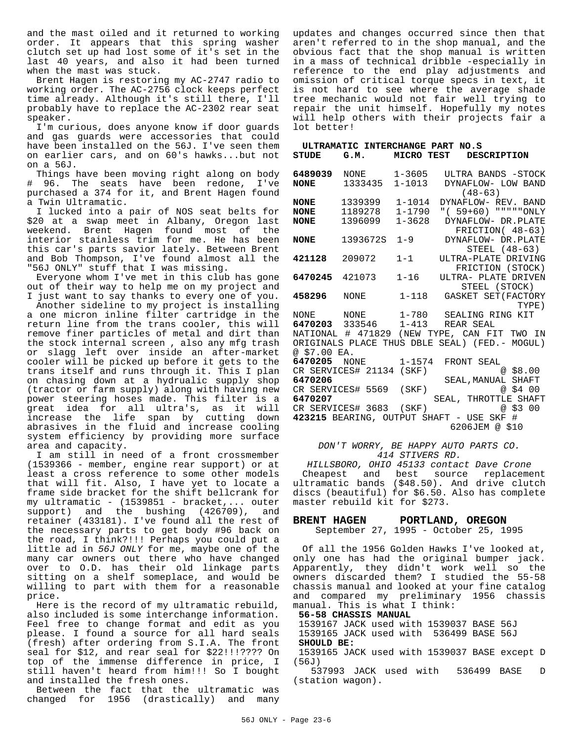and the mast oiled and it returned to working order. It appears that this spring washer clutch set up had lost some of it's set in the last 40 years, and also it had been turned when the mast was stuck.

Brent Hagen is restoring my AC-2747 radio to working order. The AC-2756 clock keeps perfect time already. Although it's still there, I'll probably have to replace the AC-2302 rear seat speaker.

I'm curious, does anyone know if door guards and gas guards were accessories that could have been installed on the 56J. I've seen them on earlier cars, and on 60's hawks...but not on a 56J.

Things have been moving right along on body # 96. The seats have been redone, I've purchased a 374 for it, and Brent Hagen found a Twin Ultramatic.

I lucked into a pair of NOS seat belts for $20 at a swap meet in Albany, Oregon last weekend. Brent Hagen found most of the interior stainless trim for me. He has been this car's parts savior lately. Between Brent and Bob Thompson, I've found almost all the "56J ONLY" stuff that I was missing.

Everyone whom I've met in this club has gone out of their way to help me on my project and I just want to say thanks to every one of you.

Another sideline to my project is installing a one micron inline filter cartridge in the return line from the trans cooler, this will remove finer particles of metal and dirt than the stock internal screen , also any mfg trash or slagg left over inside an after-market cooler will be picked up before it gets to the trans itself and runs through it. This I plan on chasing down at a hydrualic supply shop (tractor or farm supply) along with having new power steering hoses made. This filter is a great idea for all ultra's, as it will increase the life span by cutting down abrasives in the fluid and increase cooling system efficiency by providing more surface area and capacity.

I am still in need of a front crossmember (1539366 - member, engine rear support) or at least a cross reference to some other models that will fit. Also, I have yet to locate a frame side bracket for the shift bellcrank for my ultramatic - (1539851 - bracket,... outer support) and the bushing (426709), and retainer (433181). I've found all the rest of the necessary parts to get body #96 back on the road, I think?!!! Perhaps you could put a little ad in *56J ONLY* for me, maybe one of the many car owners out there who have changed over to O.D. has their old linkage parts sitting on a shelf someplace, and would be willing to part with them for a reasonable price.

Here is the record of my ultramatic rebuild, also included is some interchange information. Feel free to change format and edit as you please. I found a source for all hard seals (fresh) after ordering from S.I.A. The front seal for $12, and rear seal for $22!!!???? On top of the immense difference in price, I still haven't heard from him!!! So I bought and installed the fresh ones.

Between the fact that the ultramatic was changed for 1956 (drastically) and many updates and changes occurred since then that aren't referred to in the shop manual, and the obvious fact that the shop manual is written in a mass of technical dribble -especially in reference to the end play adjustments and omission of critical torque specs in text, it is not hard to see where the average shade tree mechanic would not fair well trying to repair the unit himself. Hopefully my notes will help others with their projects fair a lot better!

**ULTRAMATIC INTERCHANGE PART NO.S**

| STUDE | G.M. | MICRO TEST | DESCRIPTION |
|---|---|---|---|
| **6489039** | NONE | 1-3605 | ULTRA BANDS -STOCK |
| **NONE** | 1333435 | 1-1013 | DYNAFLOW- LOW BAND (48-63) |
| **NONE** | 1339399 | 1-1014 | DYNAFLOW- REV. BAND |
| **NONE** | 1189278 | 1-1790 | "( 59+60) """"""ONLY |
| **NONE** | 1396099 | 1-3628 | DYNAFLOW- DR.PLATE FRICTION( 48-63) |
| **NONE** | 1393672S | 1-9 | DYNAFLOW- DR.PLATE STEEL (48-63) |
| **421128** | 209072 | 1-1 | ULTRA-PLATE DRIVING FRICTION (STOCK) |
| **6470245** | 421073 | 1-16 | ULTRA- PLATE DRIVEN STEEL (STOCK) |
| **458296** | NONE | 1-118 | GASKET SET(FACTORY TYPE) |
| NONE | NONE | 1-780 | SEALING RING KIT |
| **6470203** | 333546 | 1-413 | REAR SEAL |

NATIONAL # 471829 (NEW TYPE, CAN FIT TWO IN ORIGINALS PLACE THUS DBLE SEAL) (FED.- MOGUL) @ $7.00 EA.

**6470205** NONE 1-1574 FRONT SEAL
CR SERVICES# 21134 (SKF) @ $8.00

**6470206** SEAL,MANUAL SHAFT
CR SERVICES# 5569 (SKF) @ $4 00

**6470207** SEAL, THROTTLE SHAFT
CR SERVICES# 3683 (SKF) @ $3 00

**423215** BEARING, OUTPUT SHAFT - USE SKF # 6206JEM @ $10

*DON'T WORRY, BE HAPPY AUTO PARTS CO.*
*414 STIVERS RD.*
*HILLSBORO, OHIO 45133 contact Dave Crone*

Cheapest and best source replacement ultramatic bands ($48.50). And drive clutch discs (beautiful) for $6.50. Also has complete master rebuild kit for $273.

## BRENT HAGEN PORTLAND, OREGON

September 27, 1995 - October 25, 1995

Of all the 1956 Golden Hawks I've looked at, only one has had the original bumper jack. Apparently, they didn't work well so the owners discarded them? I studied the 55-58 chassis manual and looked at your fine catalog and compared my preliminary 1956 chassis manual. This is what I think:

**56-58 CHASSIS MANUAL**

1539167 JACK used with 1539037 BASE 56J
1539165 JACK used with 536499 BASE 56J

**SHOULD BE:**

1539165 JACK used with 1539037 BASE except D (56J)
537993 JACK used with 536499 BASE D (station wagon).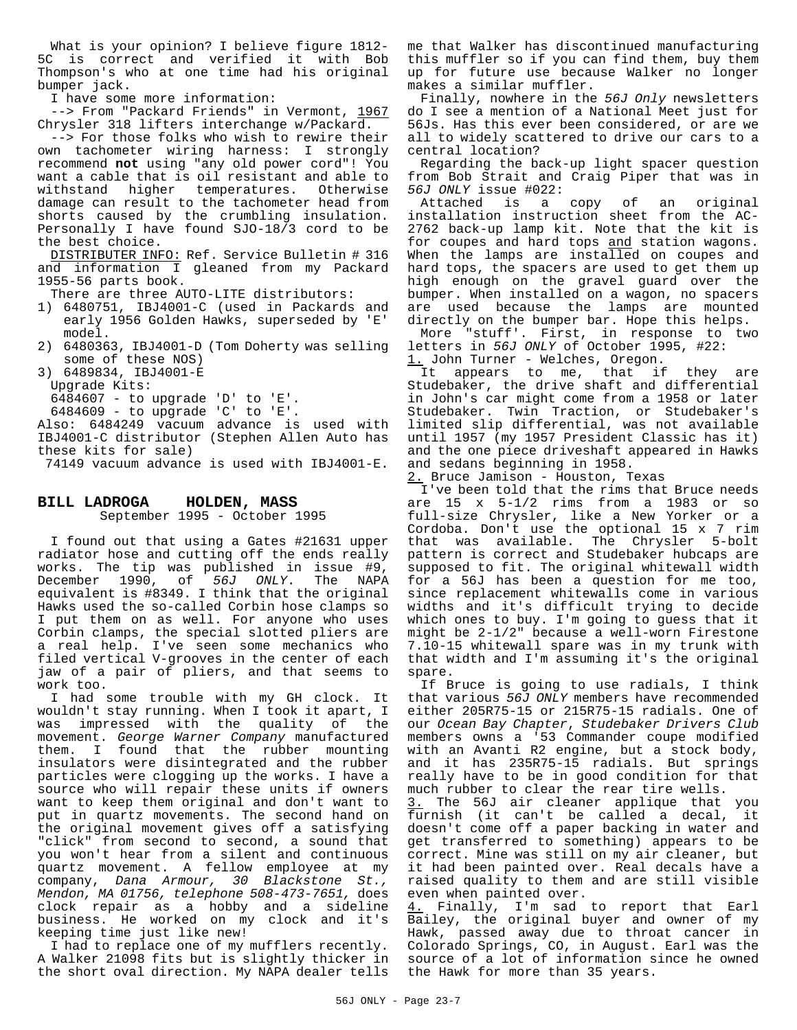What is your opinion? I believe figure 1812-5C is correct and verified it with Bob Thompson's who at one time had his original bumper jack.

I have some more information:

--> From "Packard Friends" in Vermont, 1967 Chrysler 318 lifters interchange w/Packard.

--> For those folks who wish to rewire their own tachometer wiring harness: I strongly recommend **not** using "any old power cord"! You want a cable that is oil resistant and able to withstand higher temperatures. Otherwise damage can result to the tachometer head from shorts caused by the crumbling insulation. Personally I have found SJO-18/3 cord to be the best choice.

DISTRIBUTER INFO: Ref. Service Bulletin # 316 and information I gleaned from my Packard 1955-56 parts book.

There are three AUTO-LITE distributors:

1) 6480751, IBJ4001-C (used in Packards and early 1956 Golden Hawks, superseded by 'E' model.
2) 6480363, IBJ4001-D (Tom Doherty was selling some of these NOS)
3) 6489834, IBJ4001-E

Upgrade Kits:

6484607 - to upgrade 'D' to 'E'.

6484609 - to upgrade 'C' to 'E'.

Also: 6484249 vacuum advance is used with IBJ4001-C distributor (Stephen Allen Auto has these kits for sale)

74149 vacuum advance is used with IBJ4001-E.

## BILL LADROGA HOLDEN, MASS

September 1995 - October 1995

I found out that using a Gates #21631 upper radiator hose and cutting off the ends really works. The tip was published in issue #9, December 1990, of *56J ONLY*. The NAPA equivalent is #8349. I think that the original Hawks used the so-called Corbin hose clamps so I put them on as well. For anyone who uses Corbin clamps, the special slotted pliers are a real help. I've seen some mechanics who filed vertical V-grooves in the center of each jaw of a pair of pliers, and that seems to work too.

I had some trouble with my GH clock. It wouldn't stay running. When I took it apart, I was impressed with the quality of the movement. *George Warner Company* manufactured them. I found that the rubber mounting insulators were disintegrated and the rubber particles were clogging up the works. I have a source who will repair these units if owners want to keep them original and don't want to put in quartz movements. The second hand on the original movement gives off a satisfying "click" from second to second, a sound that you won't hear from a silent and continuous quartz movement. A fellow employee at my company, *Dana Armour, 30 Blackstone St., Mendon, MA 01756, telephone 508-473-7651,* does clock repair as a hobby and a sideline business. He worked on my clock and it's keeping time just like new!

I had to replace one of my mufflers recently. A Walker 21098 fits but is slightly thicker in the short oval direction. My NAPA dealer tells me that Walker has discontinued manufacturing this muffler so if you can find them, buy them up for future use because Walker no longer makes a similar muffler.

Finally, nowhere in the *56J Only* newsletters do I see a mention of a National Meet just for 56Js. Has this ever been considered, or are we all to widely scattered to drive our cars to a central location?

Regarding the back-up light spacer question from Bob Strait and Craig Piper that was in *56J ONLY* issue #022:

Attached is a copy of an original installation instruction sheet from the AC-2762 back-up lamp kit. Note that the kit is for coupes and hard tops and station wagons. When the lamps are installed on coupes and hard tops, the spacers are used to get them up high enough on the gravel guard over the bumper. When installed on a wagon, no spacers are used because the lamps are mounted directly on the bumper bar. Hope this helps.

More "stuff". First, in response to two letters in *56J ONLY* of October 1995, #22:

1. John Turner - Welches, Oregon.

It appears to me, that if they are Studebaker, the drive shaft and differential in John's car might come from a 1958 or later Studebaker. Twin Traction, or Studebaker's limited slip differential, was not available until 1957 (my 1957 President Classic has it) and the one piece driveshaft appeared in Hawks and sedans beginning in 1958.

2. Bruce Jamison - Houston, Texas

I've been told that the rims that Bruce needs are 15 x 5-1/2 rims from a 1983 or so full-size Chrysler, like a New Yorker or a Cordoba. Don't use the optional 15 x 7 rim that was available. The Chrysler 5-bolt pattern is correct and Studebaker hubcaps are supposed to fit. The original whitewall width for a 56J has been a question for me too, since replacement whitewalls come in various widths and it's difficult trying to decide which ones to buy. I'm going to guess that it might be 2-1/2" because a well-worn Firestone 7.10-15 whitewall spare was in my trunk with that width and I'm assuming it's the original spare.

If Bruce is going to use radials, I think that various *56J ONLY* members have recommended either 205R75-15 or 215R75-15 radials. One of our *Ocean Bay Chapter, Studebaker Drivers Club* members owns a '53 Commander coupe modified with an Avanti R2 engine, but a stock body, and it has 235R75-15 radials. But springs really have to be in good condition for that much rubber to clear the rear tire wells.

3. The 56J air cleaner applique that you furnish (it can't be called a decal, it doesn't come off a paper backing in water and get transferred to something) appears to be correct. Mine was still on my air cleaner, but it had been painted over. Real decals have a raised quality to them and are still visible even when painted over.

4. Finally, I'm sad to report that Earl Bailey, the original buyer and owner of my Hawk, passed away due to throat cancer in Colorado Springs, CO, in August. Earl was the source of a lot of information since he owned the Hawk for more than 35 years.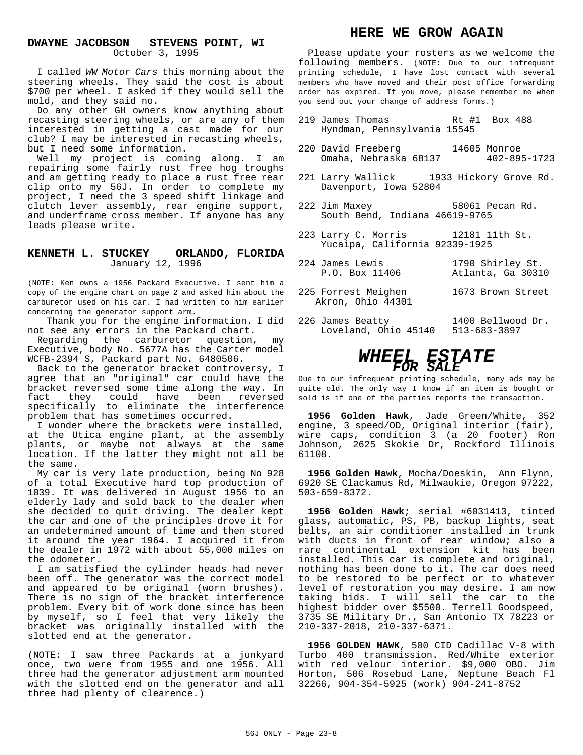## DWAYNE JACOBSON STEVENS POINT, WI

October 3, 1995

I called *WW Motor Cars* this morning about the steering wheels. They said the cost is about $700 per wheel. I asked if they would sell the mold, and they said no.

Do any other GH owners know anything about recasting steering wheels, or are any of them interested in getting a cast made for our club? I may be interested in recasting wheels, but I need some information.

Well my project is coming along. I am repairing some fairly rust free hog troughs and am getting ready to place a rust free rear clip onto my 56J. In order to complete my project, I need the 3 speed shift linkage and clutch lever assembly, rear engine support, and underframe cross member. If anyone has any leads please write.

## KENNETH L. STUCKEY ORLANDO, FLORIDA

January 12, 1996

(NOTE: Ken owns a 1956 Packard Executive. I sent him a copy of the engine chart on page 2 and asked him about the carburetor used on his car. I had written to him earlier concerning the generator support arm.

Thank you for the engine information. I did not see any errors in the Packard chart.

Regarding the carburetor question, my Executive, body No. 5677A has the Carter model WCFB-2394 S, Packard part No. 6480506.

Back to the generator bracket controversy, I agree that an "original" car could have the bracket reversed some time along the way. In fact they could have been reversed specifically to eliminate the interference problem that has sometimes occurred.

I wonder where the brackets were installed, at the Utica engine plant, at the assembly plants, or maybe not always at the same location. If the latter they might not all be the same.

My car is very late production, being No 928 of a total Executive hard top production of 1039. It was delivered in August 1956 to an elderly lady and sold back to the dealer when she decided to quit driving. The dealer kept the car and one of the principles drove it for an undetermined amount of time and then stored it around the year 1964. I acquired it from the dealer in 1972 with about 55,000 miles on the odometer.

I am satisfied the cylinder heads had never been off. The generator was the correct model and appeared to be original (worn brushes). There is no sign of the bracket interference problem. Every bit of work done since has been by myself, so I feel that very likely the bracket was originally installed with the slotted end at the generator.

(NOTE: I saw three Packards at a junkyard once, two were from 1955 and one 1956. All three had the generator adjustment arm mounted with the slotted end on the generator and all three had plenty of clearence.)

# HERE WE GROW AGAIN

Please update your rosters as we welcome the following members. (NOTE: Due to our infrequent printing schedule, I have lost contact with several members who have moved and their post office forwarding order has expired. If you move, please remember me when you send out your change of address forms.)

219 James Thomas, Rt #1 Box 488, Hyndman, Pennsylvania 15545

220 David Freeberg, 14605 Monroe, Omaha, Nebraska 68137, 402-895-1723

221 Larry Wallick, 1933 Hickory Grove Rd., Davenport, Iowa 52804

222 Jim Maxey, 58061 Pecan Rd., South Bend, Indiana 46619-9765

223 Larry C. Morris, 12181 11th St., Yucaipa, California 92339-1925

224 James Lewis, 1790 Shirley St., P.O. Box 11406, Atlanta, Ga 30310

225 Forrest Meighen, 1673 Brown Street, Akron, Ohio 44301

226 James Beatty, 1400 Bellwood Dr., Loveland, Ohio 45140, 513-683-3897

# *WHEEL ESTATE*
## *FOR SALE*

Due to our infrequent printing schedule, many ads may be quite old. The only way I know if an item is bought or sold is if one of the parties reports the transaction.

**1956 Golden Hawk**, Jade Green/White, 352 engine, 3 speed/OD, Original interior (fair), wire caps, condition 3 (a 20 footer) Ron Johnson, 2625 Skokie Dr, Rockford Illinois 61108.

**1956 Golden Hawk**, Mocha/Doeskin, Ann Flynn, 6920 SE Clackamus Rd, Milwaukie, Oregon 97222, 503-659-8372.

**1956 Golden Hawk**; serial #6031413, tinted glass, automatic, PS, PB, backup lights, seat belts, an air conditioner installed in trunk with ducts in front of rear window; also a rare continental extension kit has been installed. This car is complete and original, nothing has been done to it. The car does need to be restored to be perfect or to whatever level of restoration you may desire. I am now taking bids. I will sell the car to the highest bidder over $5500. Terrell Goodspeed, 3735 SE Military Dr., San Antonio TX 78223 or 210-337-2018, 210-337-6371.

**1956 GOLDEN HAWK**, 500 CID Cadillac V-8 with Turbo 400 transmission. Red/White exterior with red velour interior. $9,000 OBO. Jim Horton, 506 Rosebud Lane, Neptune Beach Fl 32266, 904-354-5925 (work) 904-241-8752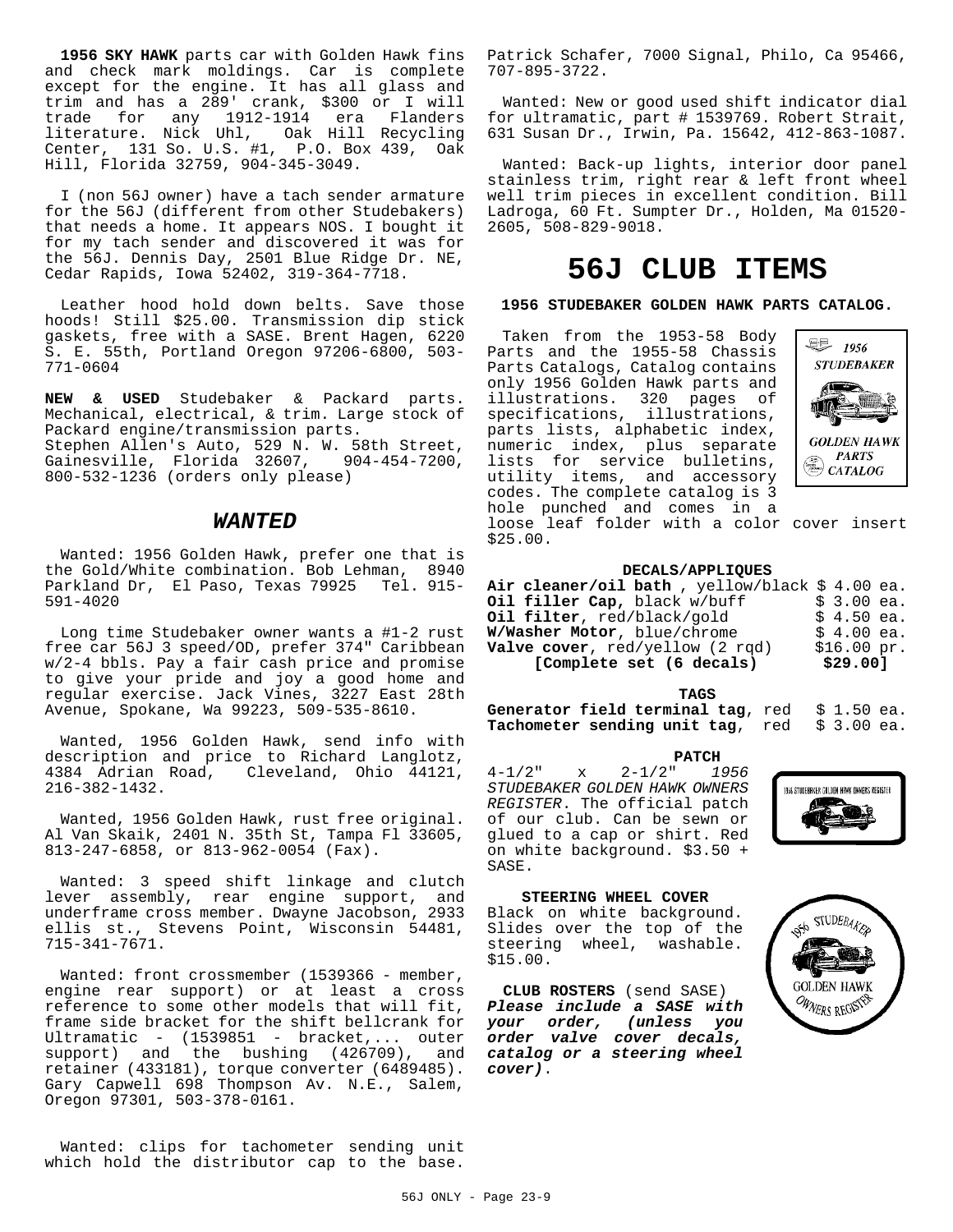**1956 SKY HAWK** parts car with Golden Hawk fins and check mark moldings. Car is complete except for the engine. It has all glass and trim and has a 289' crank, $300 or I will trade for any 1912-1914 era Flanders literature. Nick Uhl, Oak Hill Recycling Center, 131 So. U.S. #1, P.O. Box 439, Oak Hill, Florida 32759, 904-345-3049.

I (non 56J owner) have a tach sender armature for the 56J (different from other Studebakers) that needs a home. It appears NOS. I bought it for my tach sender and discovered it was for the 56J. Dennis Day, 2501 Blue Ridge Dr. NE, Cedar Rapids, Iowa 52402, 319-364-7718.

Leather hood hold down belts. Save those hoods! Still $25.00. Transmission dip stick gaskets, free with a SASE. Brent Hagen, 6220 S. E. 55th, Portland Oregon 97206-6800, 503-771-0604

**NEW & USED** Studebaker & Packard parts. Mechanical, electrical, & trim. Large stock of Packard engine/transmission parts.
Stephen Allen's Auto, 529 N. W. 58th Street, Gainesville, Florida 32607, 904-454-7200, 800-532-1236 (orders only please)

## *WANTED*

Wanted: 1956 Golden Hawk, prefer one that is the Gold/White combination. Bob Lehman, 8940 Parkland Dr, El Paso, Texas 79925 Tel. 915-591-4020

Long time Studebaker owner wants a #1-2 rust free car 56J 3 speed/OD, prefer 374" Caribbean w/2-4 bbls. Pay a fair cash price and promise to give your pride and joy a good home and regular exercise. Jack Vines, 3227 East 28th Avenue, Spokane, Wa 99223, 509-535-8610.

Wanted, 1956 Golden Hawk, send info with description and price to Richard Langlotz, 4384 Adrian Road, Cleveland, Ohio 44121, 216-382-1432.

Wanted, 1956 Golden Hawk, rust free original. Al Van Skaik, 2401 N. 35th St, Tampa Fl 33605, 813-247-6858, or 813-962-0054 (Fax).

Wanted: 3 speed shift linkage and clutch lever assembly, rear engine support, and underframe cross member. Dwayne Jacobson, 2933 ellis st., Stevens Point, Wisconsin 54481, 715-341-7671.

Wanted: front crossmember (1539366 - member, engine rear support) or at least a cross reference to some other models that will fit, frame side bracket for the shift bellcrank for Ultramatic - (1539851 - bracket,... outer support) and the bushing (426709), and retainer (433181), torque converter (6489485). Gary Capwell 698 Thompson Av. N.E., Salem, Oregon 97301, 503-378-0161.

Wanted: clips for tachometer sending unit which hold the distributor cap to the base. Patrick Schafer, 7000 Signal, Philo, Ca 95466, 707-895-3722.

Wanted: New or good used shift indicator dial for ultramatic, part # 1539769. Robert Strait, 631 Susan Dr., Irwin, Pa. 15642, 412-863-1087.

Wanted: Back-up lights, interior door panel stainless trim, right rear & left front wheel well trim pieces in excellent condition. Bill Ladroga, 60 Ft. Sumpter Dr., Holden, Ma 01520-2605, 508-829-9018.

# 56J CLUB ITEMS

**1956 STUDEBAKER GOLDEN HAWK PARTS CATALOG.**

Taken from the 1953-58 Body Parts and the 1955-58 Chassis Parts Catalogs, Catalog contains only 1956 Golden Hawk parts and illustrations. 320 pages of specifications, illustrations, parts lists, alphabetic index, numeric index, plus separate lists for service bulletins, utility items, and accessory codes. The complete catalog is 3 hole punched and comes in a loose leaf folder with a color cover insert $25.00.

**DECALS/APPLIQUES**

| | |
|---|---|
| **Air cleaner/oil bath**, yellow/black | $ 4.00 ea. |
| **Oil filler Cap**, black w/buff | $ 3.00 ea. |
| **Oil filter**, red/black/gold | $ 4.50 ea. |
| **W/Washer Motor**, blue/chrome | $ 4.00 ea. |
| **Valve cover**, red/yellow (2 rqd) | $16.00 pr. |
| **[Complete set (6 decals)** | **$29.00]** |

**TAGS**

| | |
|---|---|
| **Generator field terminal tag**, red | $ 1.50 ea. |
| **Tachometer sending unit tag**, red | $ 3.00 ea. |

**PATCH**

4-1/2" x 2-1/2" *1956 STUDEBAKER GOLDEN HAWK OWNERS REGISTER*. The official patch of our club. Can be sewn or glued to a cap or shirt. Red on white background. $3.50 + SASE.

**STEERING WHEEL COVER**

Black on white background. Slides over the top of the steering wheel, washable. $15.00.

**CLUB ROSTERS** (send SASE)
***Please include a SASE with your order, (unless you order valve cover decals, catalog or a steering wheel cover)***.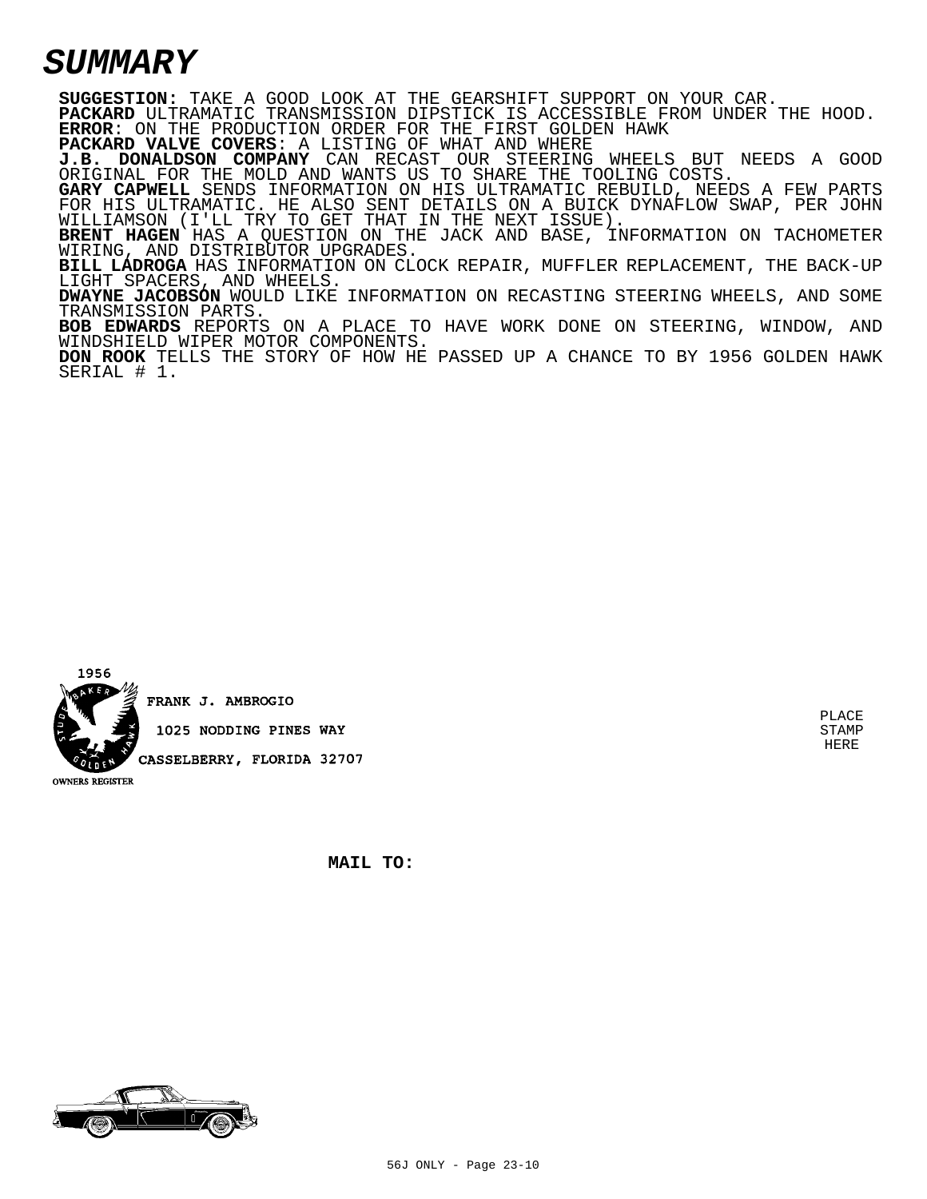# *SUMMARY*

**SUGGESTION:** TAKE A GOOD LOOK AT THE GEARSHIFT SUPPORT ON YOUR CAR.
**PACKARD** ULTRAMATIC TRANSMISSION DIPSTICK IS ACCESSIBLE FROM UNDER THE HOOD.
**ERROR**: ON THE PRODUCTION ORDER FOR THE FIRST GOLDEN HAWK
**PACKARD VALVE COVERS**: A LISTING OF WHAT AND WHERE
**J.B. DONALDSON COMPANY** CAN RECAST OUR STEERING WHEELS BUT NEEDS A GOOD ORIGINAL FOR THE MOLD AND WANTS US TO SHARE THE TOOLING COSTS.
**GARY CAPWELL** SENDS INFORMATION ON HIS ULTRAMATIC REBUILD, NEEDS A FEW PARTS FOR HIS ULTRAMATIC. HE ALSO SENT DETAILS ON A BUICK DYNAFLOW SWAP, PER JOHN WILLIAMSON (I'LL TRY TO GET THAT IN THE NEXT ISSUE).
**BRENT HAGEN** HAS A QUESTION ON THE JACK AND BASE, INFORMATION ON TACHOMETER WIRING, AND DISTRIBUTOR UPGRADES.
**BILL LADROGA** HAS INFORMATION ON CLOCK REPAIR, MUFFLER REPLACEMENT, THE BACK-UP LIGHT SPACERS, AND WHEELS.
**DWAYNE JACOBSON** WOULD LIKE INFORMATION ON RECASTING STEERING WHEELS, AND SOME TRANSMISSION PARTS.
**BOB EDWARDS** REPORTS ON A PLACE TO HAVE WORK DONE ON STEERING, WINDOW, AND WINDSHIELD WIPER MOTOR COMPONENTS.
**DON ROOK** TELLS THE STORY OF HOW HE PASSED UP A CHANCE TO BY 1956 GOLDEN HAWK SERIAL # 1.

1956 STUDEBAKER GOLDEN HAWK OWNERS REGISTER

FRANK J. AMBROGIO
1025 NODDING PINES WAY
CASSELBERRY, FLORIDA 32707

PLACE
STAMP
HERE

**MAIL TO:**

56J ONLY - Page 23-10